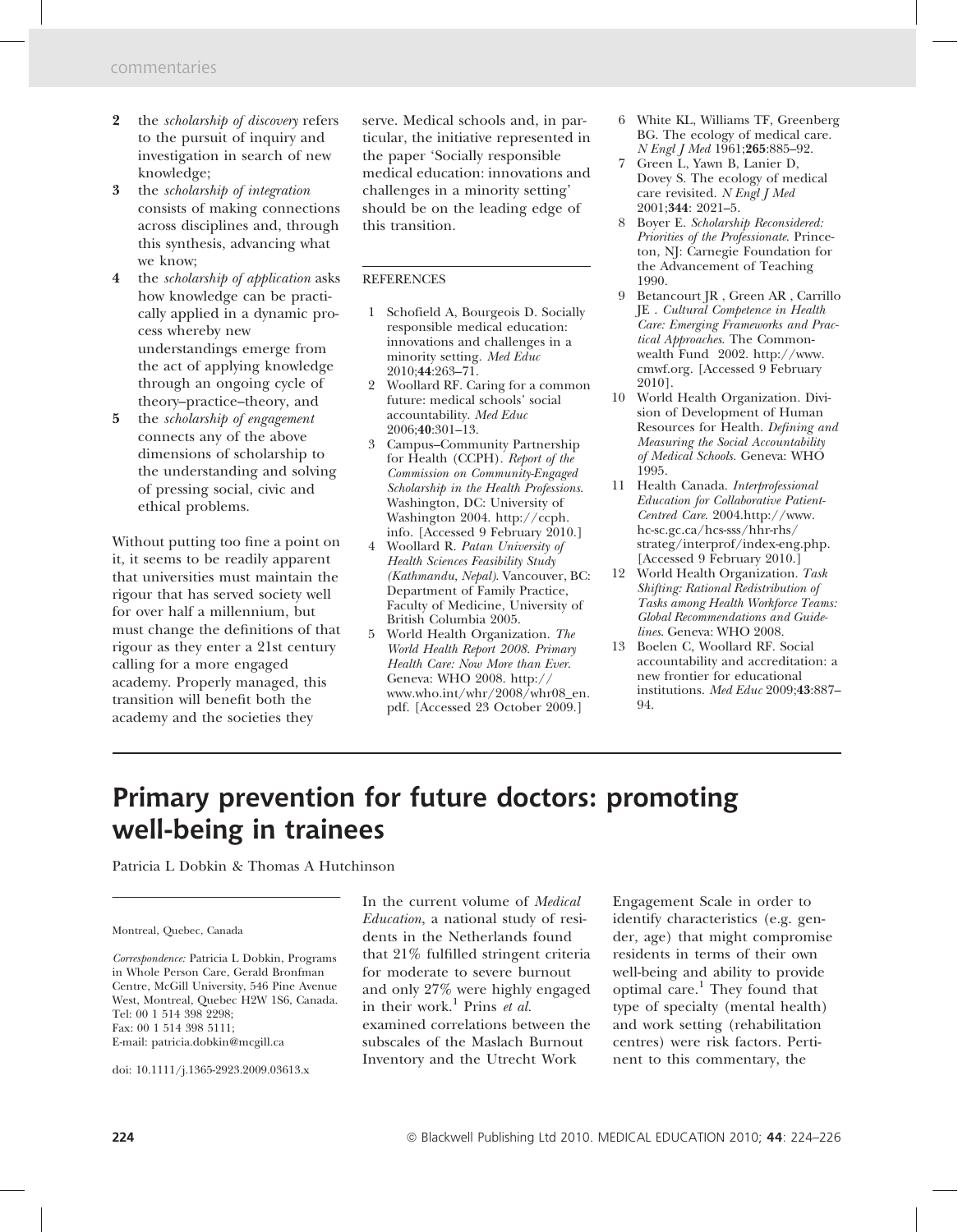2. the *scholarship of discovery* refers to the pursuit of inquiry and investigation in search of new knowledge;
3. the *scholarship of integration* consists of making connections across disciplines and, through this synthesis, advancing what we know;
4. the *scholarship of application* asks how knowledge can be practically applied in a dynamic process whereby new understandings emerge from the act of applying knowledge through an ongoing cycle of theory–practice–theory, and
5. the *scholarship of engagement* connects any of the above dimensions of scholarship to the understanding and solving of pressing social, civic and ethical problems.

Without putting too fine a point on it, it seems to be readily apparent that universities must maintain the rigour that has served society well for over half a millennium, but must change the definitions of that rigour as they enter a 21st century calling for a more engaged academy. Properly managed, this transition will benefit both the academy and the societies they serve. Medical schools and, in particular, the initiative represented in the paper 'Socially responsible medical education: innovations and challenges in a minority setting' should be on the leading edge of this transition.

REFERENCES

1. Schofield A, Bourgeois D. Socially responsible medical education: innovations and challenges in a minority setting. *Med Educ* 2010;**44**:263–71.
2. Woollard RF. Caring for a common future: medical schools' social accountability. *Med Educ* 2006;**40**:301–13.
3. Campus–Community Partnership for Health (CCPH). *Report of the Commission on Community-Engaged Scholarship in the Health Professions*. Washington, DC: University of Washington 2004. http://ccph.info. [Accessed 9 February 2010.]
4. Woollard R. *Patan University of Health Sciences Feasibility Study (Kathmandu, Nepal)*. Vancouver, BC: Department of Family Practice, Faculty of Medicine, University of British Columbia 2005.
5. World Health Organization. *The World Health Report 2008. Primary Health Care: Now More than Ever*. Geneva: WHO 2008. http://www.who.int/whr/2008/whr08_en.pdf. [Accessed 23 October 2009.]
6. White KL, Williams TF, Greenberg BG. The ecology of medical care. *N Engl J Med* 1961;**265**:885–92.
7. Green L, Yawn B, Lanier D, Dovey S. The ecology of medical care revisited. *N Engl J Med* 2001;**344**: 2021–5.
8. Boyer E. *Scholarship Reconsidered: Priorities of the Professionate*. Princeton, NJ: Carnegie Foundation for the Advancement of Teaching 1990.
9. Betancourt JR , Green AR , Carrillo JE . *Cultural Competence in Health Care: Emerging Frameworks and Practical Approaches*. The Commonwealth Fund 2002. http://www.cmwf.org. [Accessed 9 February 2010].
10. World Health Organization. Division of Development of Human Resources for Health. *Defining and Measuring the Social Accountability of Medical Schools*. Geneva: WHO 1995.
11. Health Canada. *Interprofessional Education for Collaborative Patient-Centred Care*. 2004.http://www.hc-sc.gc.ca/hcs-sss/hhr-rhs/strateg/interprof/index-eng.php. [Accessed 9 February 2010.]
12. World Health Organization. *Task Shifting: Rational Redistribution of Tasks among Health Workforce Teams: Global Recommendations and Guidelines*. Geneva: WHO 2008.
13. Boelen C, Woollard RF. Social accountability and accreditation: a new frontier for educational institutions. *Med Educ* 2009;**43**:887–94.

# Primary prevention for future doctors: promoting well-being in trainees

Patricia L Dobkin & Thomas A Hutchinson

Montreal, Quebec, Canada

*Correspondence:* Patricia L Dobkin, Programs in Whole Person Care, Gerald Bronfman Centre, McGill University, 546 Pine Avenue West, Montreal, Quebec H2W 1S6, Canada. Tel: 00 1 514 398 2298; Fax: 00 1 514 398 5111; E-mail: patricia.dobkin@mcgill.ca

doi: 10.1111/j.1365-2923.2009.03613.x

In the current volume of *Medical Education*, a national study of residents in the Netherlands found that 21% fulfilled stringent criteria for moderate to severe burnout and only 27% were highly engaged in their work.[1] Prins *et al*. examined correlations between the subscales of the Maslach Burnout Inventory and the Utrecht Work Engagement Scale in order to identify characteristics (e.g. gender, age) that might compromise residents in terms of their own well-being and ability to provide optimal care.[1] They found that type of specialty (mental health) and work setting (rehabilitation centres) were risk factors. Pertinent to this commentary, the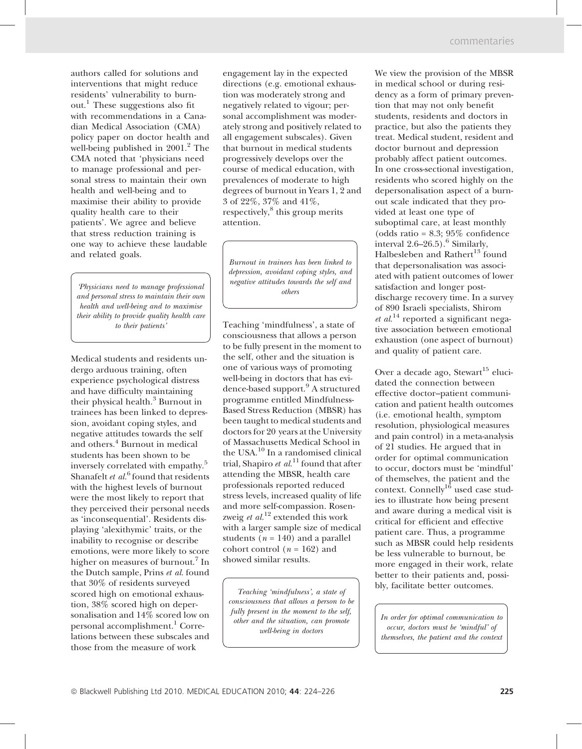authors called for solutions and interventions that might reduce residents' vulnerability to burnout.[1] These suggestions also fit with recommendations in a Canadian Medical Association (CMA) policy paper on doctor health and well-being published in 2001.[2] The CMA noted that 'physicians need to manage professional and personal stress to maintain their own health and well-being and to maximise their ability to provide quality health care to their patients'. We agree and believe that stress reduction training is one way to achieve these laudable and related goals.

> *'Physicians need to manage professional and personal stress to maintain their own health and well-being and to maximise their ability to provide quality health care to their patients'*

Medical students and residents undergo arduous training, often experience psychological distress and have difficulty maintaining their physical health.[3] Burnout in trainees has been linked to depression, avoidant coping styles, and negative attitudes towards the self and others.[4] Burnout in medical students has been shown to be inversely correlated with empathy.[5] Shanafelt *et al.*[6] found that residents with the highest levels of burnout were the most likely to report that they perceived their personal needs as 'inconsequential'. Residents displaying 'alexithymic' traits, or the inability to recognise or describe emotions, were more likely to score higher on measures of burnout.[7] In the Dutch sample, Prins *et al.* found that 30% of residents surveyed scored high on emotional exhaustion, 38% scored high on depersonalisation and 14% scored low on personal accomplishment.[1] Correlations between these subscales and those from the measure of work engagement lay in the expected directions (e.g. emotional exhaustion was moderately strong and negatively related to vigour; personal accomplishment was moderately strong and positively related to all engagement subscales). Given that burnout in medical students progressively develops over the course of medical education, with prevalences of moderate to high degrees of burnout in Years 1, 2 and 3 of 22%, 37% and 41%, respectively,[8] this group merits attention.

> *Burnout in trainees has been linked to depression, avoidant coping styles, and negative attitudes towards the self and others*

Teaching 'mindfulness', a state of consciousness that allows a person to be fully present in the moment to the self, other and the situation is one of various ways of promoting well-being in doctors that has evidence-based support.[9] A structured programme entitled Mindfulness-Based Stress Reduction (MBSR) has been taught to medical students and doctors for 20 years at the University of Massachusetts Medical School in the USA.[10] In a randomised clinical trial, Shapiro *et al.*[11] found that after attending the MBSR, health care professionals reported reduced stress levels, increased quality of life and more self-compassion. Rosenzweig *et al.*[12] extended this work with a larger sample size of medical students ($n = 140$) and a parallel cohort control ($n = 162$) and showed similar results.

> *Teaching 'mindfulness', a state of consciousness that allows a person to be fully present in the moment to the self, other and the situation, can promote well-being in doctors*

We view the provision of the MBSR in medical school or during residency as a form of primary prevention that may not only benefit students, residents and doctors in practice, but also the patients they treat. Medical student, resident and doctor burnout and depression probably affect patient outcomes. In one cross-sectional investigation, residents who scored highly on the depersonalisation aspect of a burnout scale indicated that they provided at least one type of suboptimal care, at least monthly (odds ratio = 8.3; 95% confidence interval 2.6–26.5).[6] Similarly, Halbesleben and Rathert[13] found that depersonalisation was associated with patient outcomes of lower satisfaction and longer post-discharge recovery time. In a survey of 890 Israeli specialists, Shirom *et al.*[14] reported a significant negative association between emotional exhaustion (one aspect of burnout) and quality of patient care.

Over a decade ago, Stewart[15] elucidated the connection between effective doctor–patient communication and patient health outcomes (i.e. emotional health, symptom resolution, physiological measures and pain control) in a meta-analysis of 21 studies. He argued that in order for optimal communication to occur, doctors must be 'mindful' of themselves, the patient and the context. Connelly[16] used case studies to illustrate how being present and aware during a medical visit is critical for efficient and effective patient care. Thus, a programme such as MBSR could help residents be less vulnerable to burnout, be more engaged in their work, relate better to their patients and, possibly, facilitate better outcomes.

> *In order for optimal communication to occur, doctors must be 'mindful' of themselves, the patient and the context*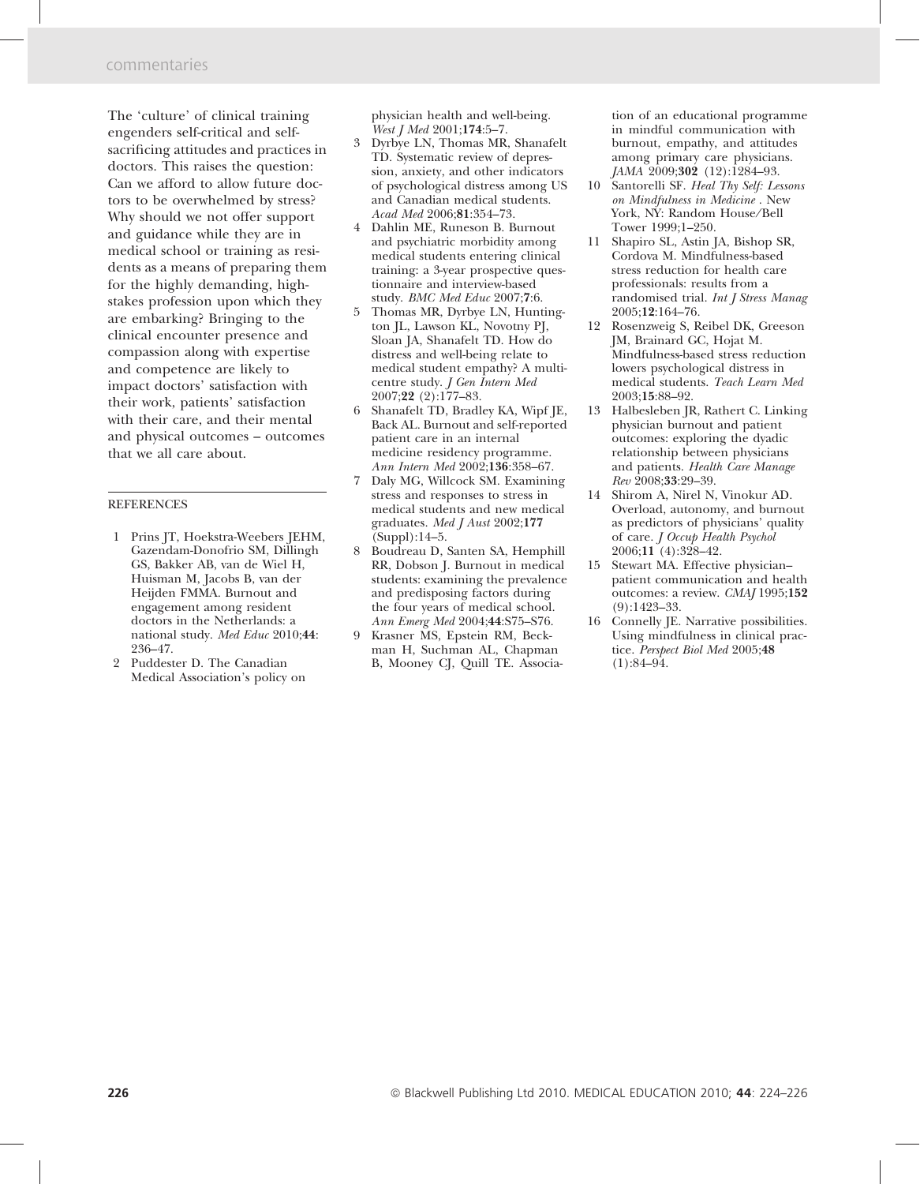The 'culture' of clinical training engenders self-critical and self-sacrificing attitudes and practices in doctors. This raises the question: Can we afford to allow future doctors to be overwhelmed by stress? Why should we not offer support and guidance while they are in medical school or training as residents as a means of preparing them for the highly demanding, high-stakes profession upon which they are embarking? Bringing to the clinical encounter presence and compassion along with expertise and competence are likely to impact doctors' satisfaction with their work, patients' satisfaction with their care, and their mental and physical outcomes – outcomes that we all care about.

## REFERENCES

1. Prins JT, Hoekstra-Weebers JEHM, Gazendam-Donofrio SM, Dillingh GS, Bakker AB, van de Wiel H, Huisman M, Jacobs B, van der Heijden FMMA. Burnout and engagement among resident doctors in the Netherlands: a national study. *Med Educ* 2010;**44**: 236–47.
2. Puddester D. The Canadian Medical Association's policy on physician health and well-being. *West J Med* 2001;**174**:5–7.
3. Dyrbye LN, Thomas MR, Shanafelt TD. Systematic review of depression, anxiety, and other indicators of psychological distress among US and Canadian medical students. *Acad Med* 2006;**81**:354–73.
4. Dahlin ME, Runeson B. Burnout and psychiatric morbidity among medical students entering clinical training: a 3-year prospective questionnaire and interview-based study. *BMC Med Educ* 2007;**7**:6.
5. Thomas MR, Dyrbye LN, Huntington JL, Lawson KL, Novotny PJ, Sloan JA, Shanafelt TD. How do distress and well-being relate to medical student empathy? A multicentre study. *J Gen Intern Med* 2007;**22** (2):177–83.
6. Shanafelt TD, Bradley KA, Wipf JE, Back AL. Burnout and self-reported patient care in an internal medicine residency programme. *Ann Intern Med* 2002;**136**:358–67.
7. Daly MG, Willcock SM. Examining stress and responses to stress in medical students and new medical graduates. *Med J Aust* 2002;**177** (Suppl):14–5.
8. Boudreau D, Santen SA, Hemphill RR, Dobson J. Burnout in medical students: examining the prevalence and predisposing factors during the four years of medical school. *Ann Emerg Med* 2004;**44**:S75–S76.
9. Krasner MS, Epstein RM, Beckman H, Suchman AL, Chapman B, Mooney CJ, Quill TE. Association of an educational programme in mindful communication with burnout, empathy, and attitudes among primary care physicians. *JAMA* 2009;**302** (12):1284–93.
10. Santorelli SF. *Heal Thy Self: Lessons on Mindfulness in Medicine* . New York, NY: Random House/Bell Tower 1999;1–250.
11. Shapiro SL, Astin JA, Bishop SR, Cordova M. Mindfulness-based stress reduction for health care professionals: results from a randomised trial. *Int J Stress Manag* 2005;**12**:164–76.
12. Rosenzweig S, Reibel DK, Greeson JM, Brainard GC, Hojat M. Mindfulness-based stress reduction lowers psychological distress in medical students. *Teach Learn Med* 2003;**15**:88–92.
13. Halbesleben JR, Rathert C. Linking physician burnout and patient outcomes: exploring the dyadic relationship between physicians and patients. *Health Care Manage Rev* 2008;**33**:29–39.
14. Shirom A, Nirel N, Vinokur AD. Overload, autonomy, and burnout as predictors of physicians' quality of care. *J Occup Health Psychol* 2006;**11** (4):328–42.
15. Stewart MA. Effective physician–patient communication and health outcomes: a review. *CMAJ* 1995;**152** (9):1423–33.
16. Connelly JE. Narrative possibilities. Using mindfulness in clinical practice. *Perspect Biol Med* 2005;**48** (1):84–94.